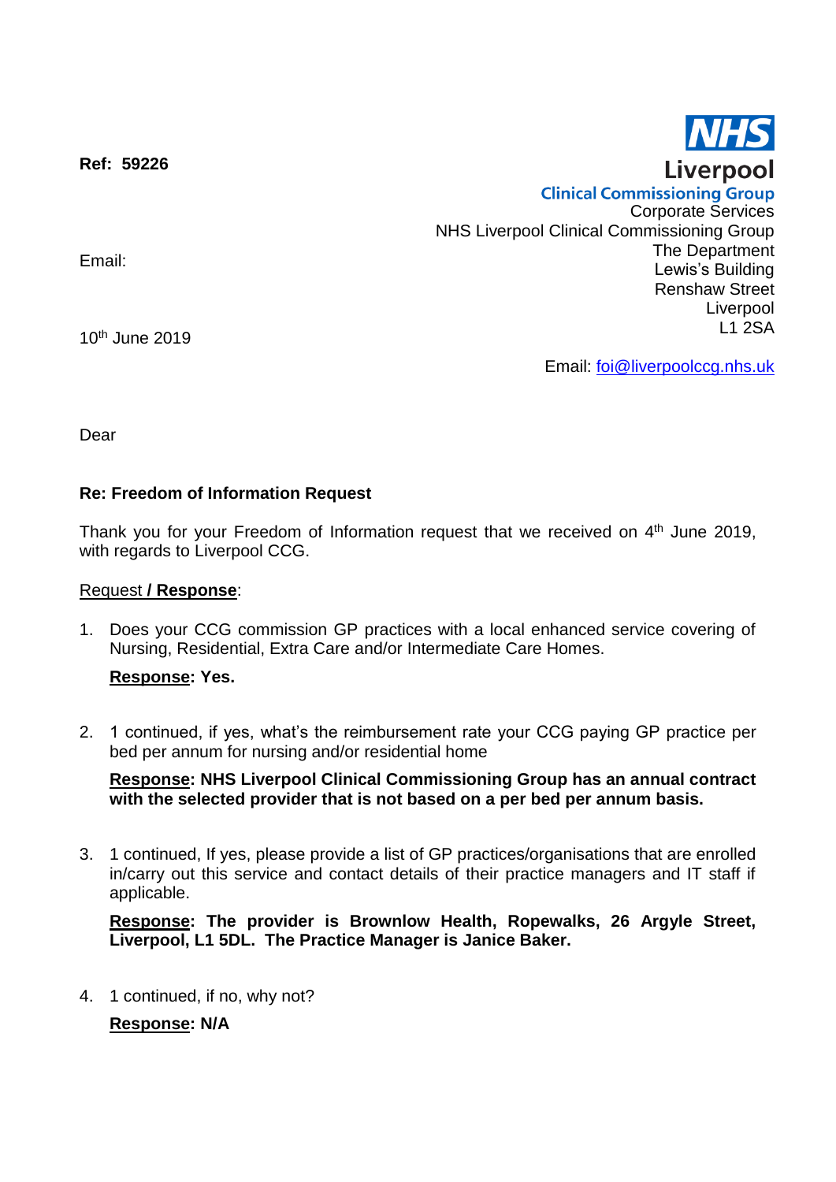**Ref: 59226**

**NHS**
**Liverpool**
**Clinical Commissioning Group**

Corporate Services
NHS Liverpool Clinical Commissioning Group
The Department
Lewis's Building
Renshaw Street
Liverpool
L1 2SA

Email:

10th June 2019

Email: foi@liverpoolccg.nhs.uk

Dear

**Re: Freedom of Information Request**

Thank you for your Freedom of Information request that we received on 4th June 2019, with regards to Liverpool CCG.

Request **/ Response**:

1. Does your CCG commission GP practices with a local enhanced service covering of Nursing, Residential, Extra Care and/or Intermediate Care Homes.

   **Response: Yes.**

2. 1 continued, if yes, what's the reimbursement rate your CCG paying GP practice per bed per annum for nursing and/or residential home

   **Response: NHS Liverpool Clinical Commissioning Group has an annual contract with the selected provider that is not based on a per bed per annum basis.**

3. 1 continued, If yes, please provide a list of GP practices/organisations that are enrolled in/carry out this service and contact details of their practice managers and IT staff if applicable.

   **Response: The provider is Brownlow Health, Ropewalks, 26 Argyle Street, Liverpool, L1 5DL. The Practice Manager is Janice Baker.**

4. 1 continued, if no, why not?

   **Response: N/A**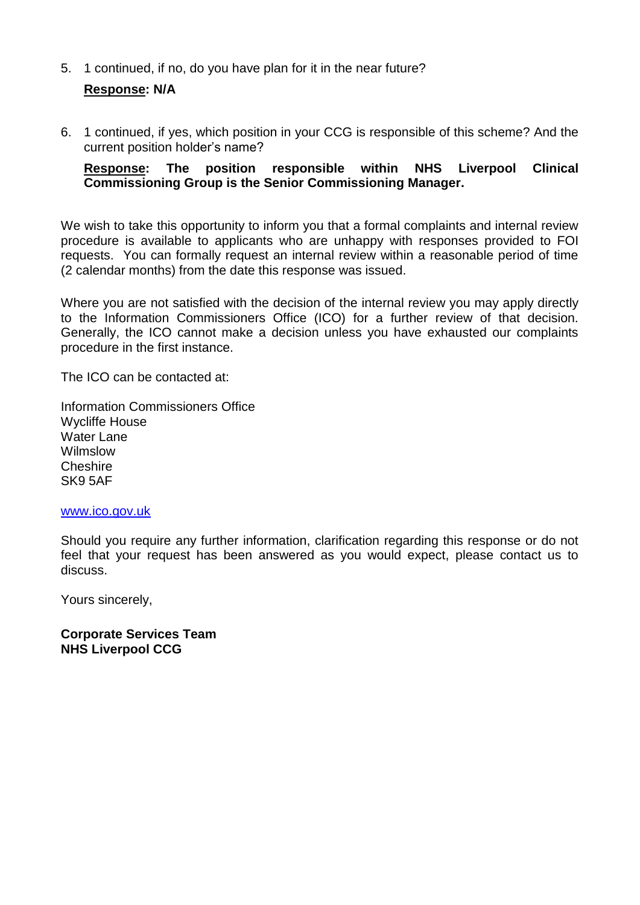5. 1 continued, if no, do you have plan for it in the near future?

   **Response: N/A**

6. 1 continued, if yes, which position in your CCG is responsible of this scheme? And the current position holder's name?

   **Response: The position responsible within NHS Liverpool Clinical Commissioning Group is the Senior Commissioning Manager.**

We wish to take this opportunity to inform you that a formal complaints and internal review procedure is available to applicants who are unhappy with responses provided to FOI requests. You can formally request an internal review within a reasonable period of time (2 calendar months) from the date this response was issued.

Where you are not satisfied with the decision of the internal review you may apply directly to the Information Commissioners Office (ICO) for a further review of that decision. Generally, the ICO cannot make a decision unless you have exhausted our complaints procedure in the first instance.

The ICO can be contacted at:

Information Commissioners Office
Wycliffe House
Water Lane
Wilmslow
Cheshire
SK9 5AF

www.ico.gov.uk

Should you require any further information, clarification regarding this response or do not feel that your request has been answered as you would expect, please contact us to discuss.

Yours sincerely,

**Corporate Services Team**
**NHS Liverpool CCG**